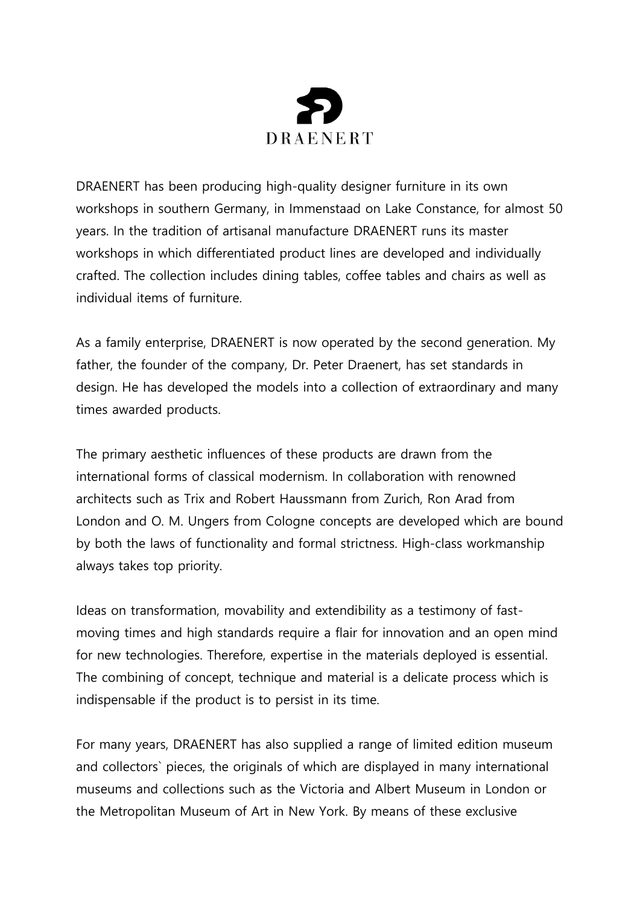DRAENERT

DRAENERT has been producing high-quality designer furniture in its own workshops in southern Germany, in Immenstaad on Lake Constance, for almost 50 years. In the tradition of artisanal manufacture DRAENERT runs its master workshops in which differentiated product lines are developed and individually crafted. The collection includes dining tables, coffee tables and chairs as well as individual items of furniture.

As a family enterprise, DRAENERT is now operated by the second generation. My father, the founder of the company, Dr. Peter Draenert, has set standards in design. He has developed the models into a collection of extraordinary and many times awarded products.

The primary aesthetic influences of these products are drawn from the international forms of classical modernism. In collaboration with renowned architects such as Trix and Robert Haussmann from Zurich, Ron Arad from London and O. M. Ungers from Cologne concepts are developed which are bound by both the laws of functionality and formal strictness. High-class workmanship always takes top priority.

Ideas on transformation, movability and extendibility as a testimony of fast-moving times and high standards require a flair for innovation and an open mind for new technologies. Therefore, expertise in the materials deployed is essential. The combining of concept, technique and material is a delicate process which is indispensable if the product is to persist in its time.

For many years, DRAENERT has also supplied a range of limited edition museum and collectors` pieces, the originals of which are displayed in many international museums and collections such as the Victoria and Albert Museum in London or the Metropolitan Museum of Art in New York. By means of these exclusive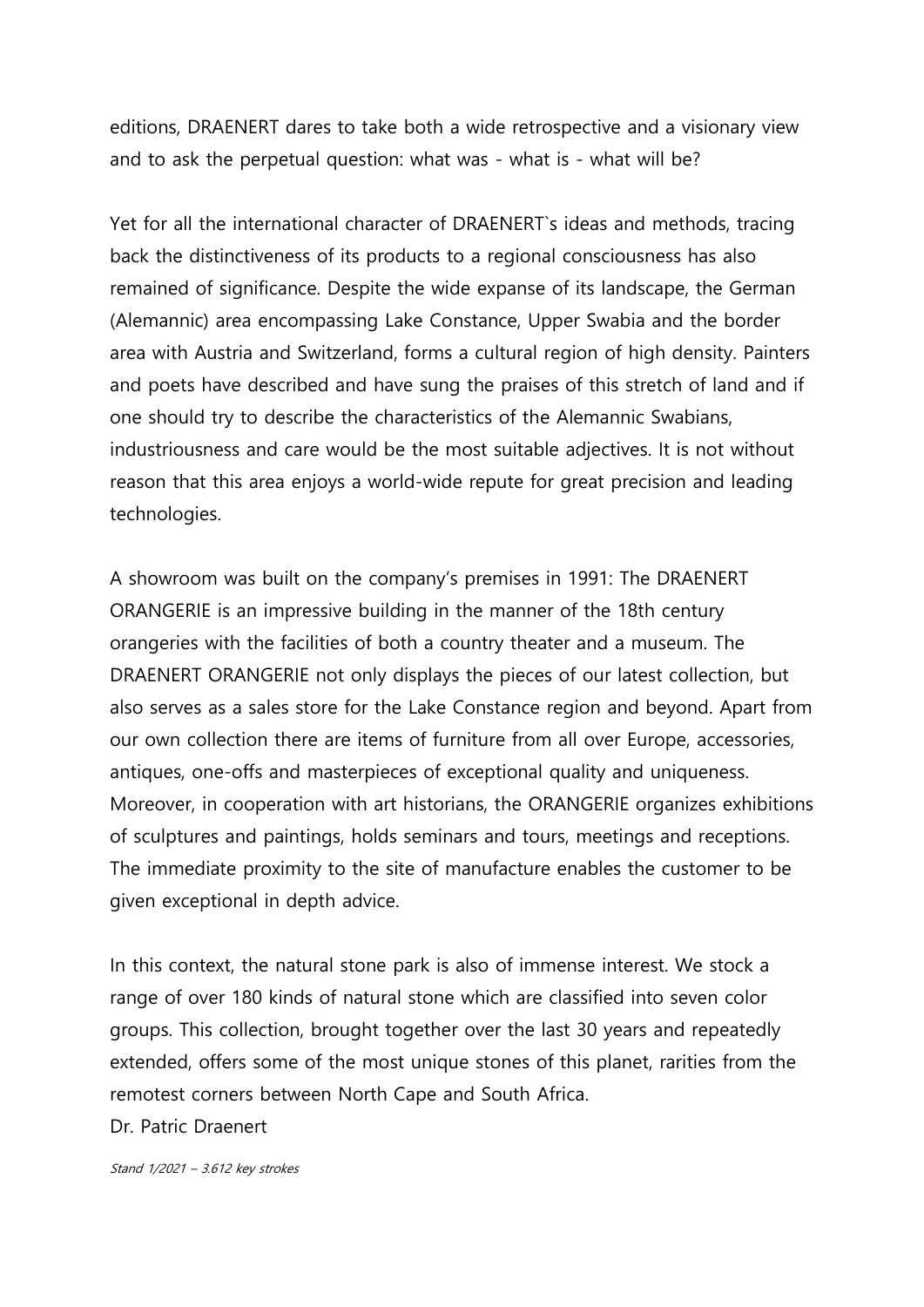editions, DRAENERT dares to take both a wide retrospective and a visionary view and to ask the perpetual question: what was - what is - what will be?

Yet for all the international character of DRAENERT`s ideas and methods, tracing back the distinctiveness of its products to a regional consciousness has also remained of significance. Despite the wide expanse of its landscape, the German (Alemannic) area encompassing Lake Constance, Upper Swabia and the border area with Austria and Switzerland, forms a cultural region of high density. Painters and poets have described and have sung the praises of this stretch of land and if one should try to describe the characteristics of the Alemannic Swabians, industriousness and care would be the most suitable adjectives. It is not without reason that this area enjoys a world-wide repute for great precision and leading technologies.

A showroom was built on the company's premises in 1991: The DRAENERT ORANGERIE is an impressive building in the manner of the 18th century orangeries with the facilities of both a country theater and a museum. The DRAENERT ORANGERIE not only displays the pieces of our latest collection, but also serves as a sales store for the Lake Constance region and beyond. Apart from our own collection there are items of furniture from all over Europe, accessories, antiques, one-offs and masterpieces of exceptional quality and uniqueness. Moreover, in cooperation with art historians, the ORANGERIE organizes exhibitions of sculptures and paintings, holds seminars and tours, meetings and receptions. The immediate proximity to the site of manufacture enables the customer to be given exceptional in depth advice.

In this context, the natural stone park is also of immense interest. We stock a range of over 180 kinds of natural stone which are classified into seven color groups. This collection, brought together over the last 30 years and repeatedly extended, offers some of the most unique stones of this planet, rarities from the remotest corners between North Cape and South Africa.
Dr. Patric Draenert

*Stand 1/2021 – 3.612 key strokes*